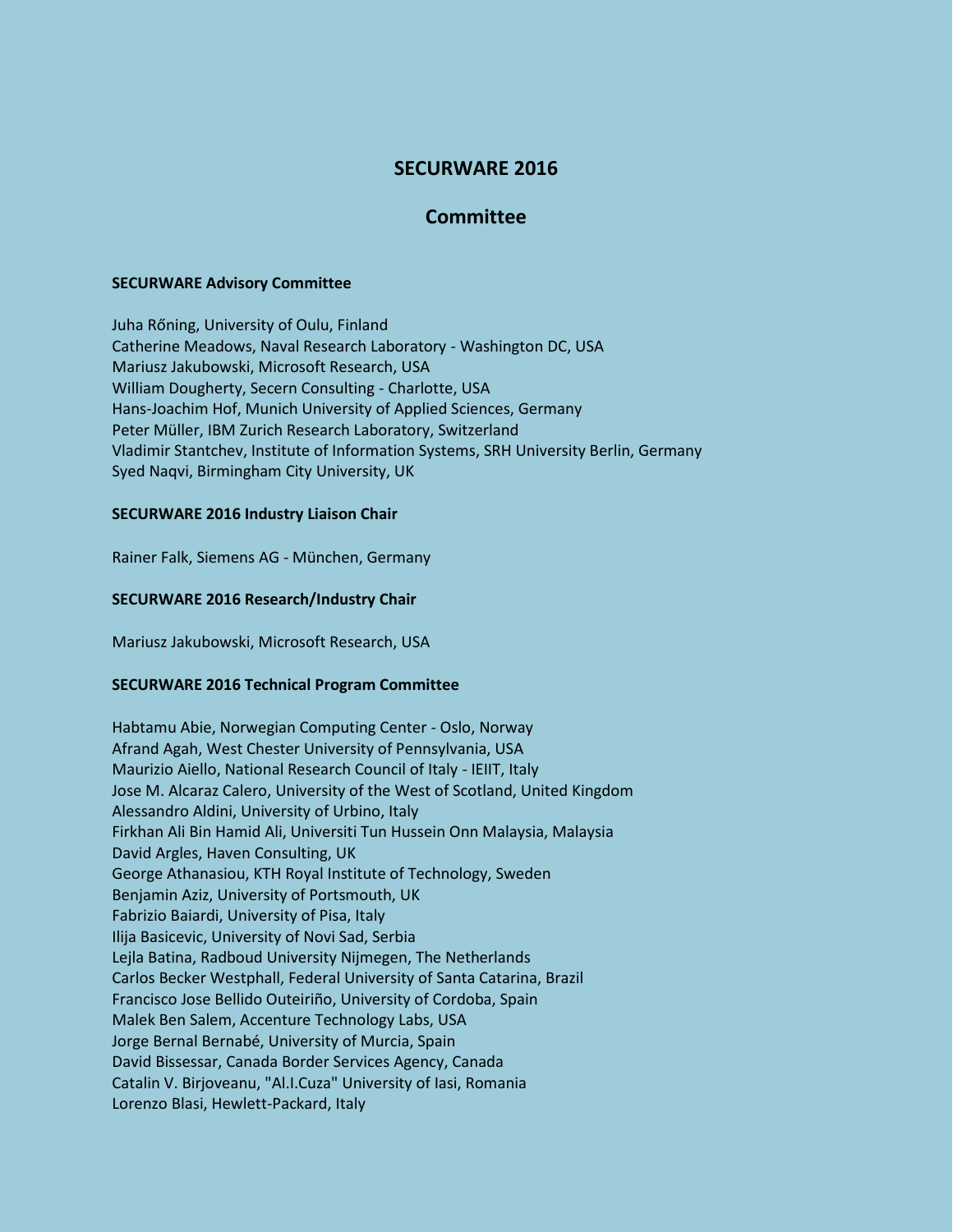# SECURWARE 2016

## Committee

### SECURWARE Advisory Committee

Juha Rőning, University of Oulu, Finland
Catherine Meadows, Naval Research Laboratory - Washington DC, USA
Mariusz Jakubowski, Microsoft Research, USA
William Dougherty, Secern Consulting - Charlotte, USA
Hans-Joachim Hof, Munich University of Applied Sciences, Germany
Peter Müller, IBM Zurich Research Laboratory, Switzerland
Vladimir Stantchev, Institute of Information Systems, SRH University Berlin, Germany
Syed Naqvi, Birmingham City University, UK

### SECURWARE 2016 Industry Liaison Chair

Rainer Falk, Siemens AG - München, Germany

### SECURWARE 2016 Research/Industry Chair

Mariusz Jakubowski, Microsoft Research, USA

### SECURWARE 2016 Technical Program Committee

Habtamu Abie, Norwegian Computing Center - Oslo, Norway
Afrand Agah, West Chester University of Pennsylvania, USA
Maurizio Aiello, National Research Council of Italy - IEIIT, Italy
Jose M. Alcaraz Calero, University of the West of Scotland, United Kingdom
Alessandro Aldini, University of Urbino, Italy
Firkhan Ali Bin Hamid Ali, Universiti Tun Hussein Onn Malaysia, Malaysia
David Argles, Haven Consulting, UK
George Athanasiou, KTH Royal Institute of Technology, Sweden
Benjamin Aziz, University of Portsmouth, UK
Fabrizio Baiardi, University of Pisa, Italy
Ilija Basicevic, University of Novi Sad, Serbia
Lejla Batina, Radboud University Nijmegen, The Netherlands
Carlos Becker Westphall, Federal University of Santa Catarina, Brazil
Francisco Jose Bellido Outeiriño, University of Cordoba, Spain
Malek Ben Salem, Accenture Technology Labs, USA
Jorge Bernal Bernabé, University of Murcia, Spain
David Bissessar, Canada Border Services Agency, Canada
Catalin V. Birjoveanu, "Al.I.Cuza" University of Iasi, Romania
Lorenzo Blasi, Hewlett-Packard, Italy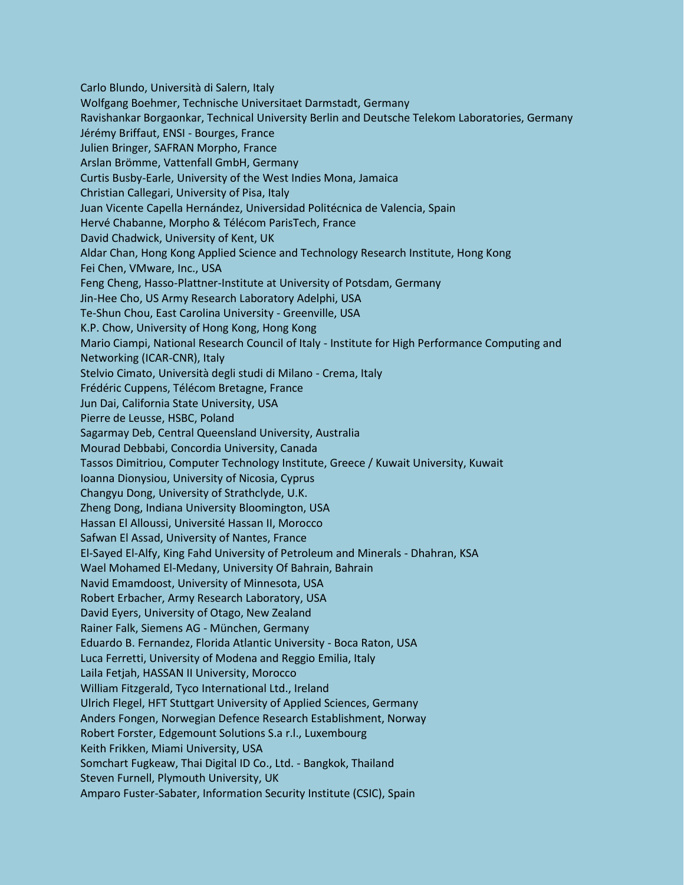Carlo Blundo, Università di Salern, Italy
Wolfgang Boehmer, Technische Universitaet Darmstadt, Germany
Ravishankar Borgaonkar, Technical University Berlin and Deutsche Telekom Laboratories, Germany
Jérémy Briffaut, ENSI - Bourges, France
Julien Bringer, SAFRAN Morpho, France
Arslan Brömme, Vattenfall GmbH, Germany
Curtis Busby-Earle, University of the West Indies Mona, Jamaica
Christian Callegari, University of Pisa, Italy
Juan Vicente Capella Hernández, Universidad Politécnica de Valencia, Spain
Hervé Chabanne, Morpho & Télécom ParisTech, France
David Chadwick, University of Kent, UK
Aldar Chan, Hong Kong Applied Science and Technology Research Institute, Hong Kong
Fei Chen, VMware, Inc., USA
Feng Cheng, Hasso-Plattner-Institute at University of Potsdam, Germany
Jin-Hee Cho, US Army Research Laboratory Adelphi, USA
Te-Shun Chou, East Carolina University - Greenville, USA
K.P. Chow, University of Hong Kong, Hong Kong
Mario Ciampi, National Research Council of Italy - Institute for High Performance Computing and Networking (ICAR-CNR), Italy
Stelvio Cimato, Università degli studi di Milano - Crema, Italy
Frédéric Cuppens, Télécom Bretagne, France
Jun Dai, California State University, USA
Pierre de Leusse, HSBC, Poland
Sagarmay Deb, Central Queensland University, Australia
Mourad Debbabi, Concordia University, Canada
Tassos Dimitriou, Computer Technology Institute, Greece / Kuwait University, Kuwait
Ioanna Dionysiou, University of Nicosia, Cyprus
Changyu Dong, University of Strathclyde, U.K.
Zheng Dong, Indiana University Bloomington, USA
Hassan El Alloussi, Université Hassan II, Morocco
Safwan El Assad, University of Nantes, France
El-Sayed El-Alfy, King Fahd University of Petroleum and Minerals - Dhahran, KSA
Wael Mohamed El-Medany, University Of Bahrain, Bahrain
Navid Emamdoost, University of Minnesota, USA
Robert Erbacher, Army Research Laboratory, USA
David Eyers, University of Otago, New Zealand
Rainer Falk, Siemens AG - München, Germany
Eduardo B. Fernandez, Florida Atlantic University - Boca Raton, USA
Luca Ferretti, University of Modena and Reggio Emilia, Italy
Laila Fetjah, HASSAN II University, Morocco
William Fitzgerald, Tyco International Ltd., Ireland
Ulrich Flegel, HFT Stuttgart University of Applied Sciences, Germany
Anders Fongen, Norwegian Defence Research Establishment, Norway
Robert Forster, Edgemount Solutions S.a r.l., Luxembourg
Keith Frikken, Miami University, USA
Somchart Fugkeaw, Thai Digital ID Co., Ltd. - Bangkok, Thailand
Steven Furnell, Plymouth University, UK
Amparo Fuster-Sabater, Information Security Institute (CSIC), Spain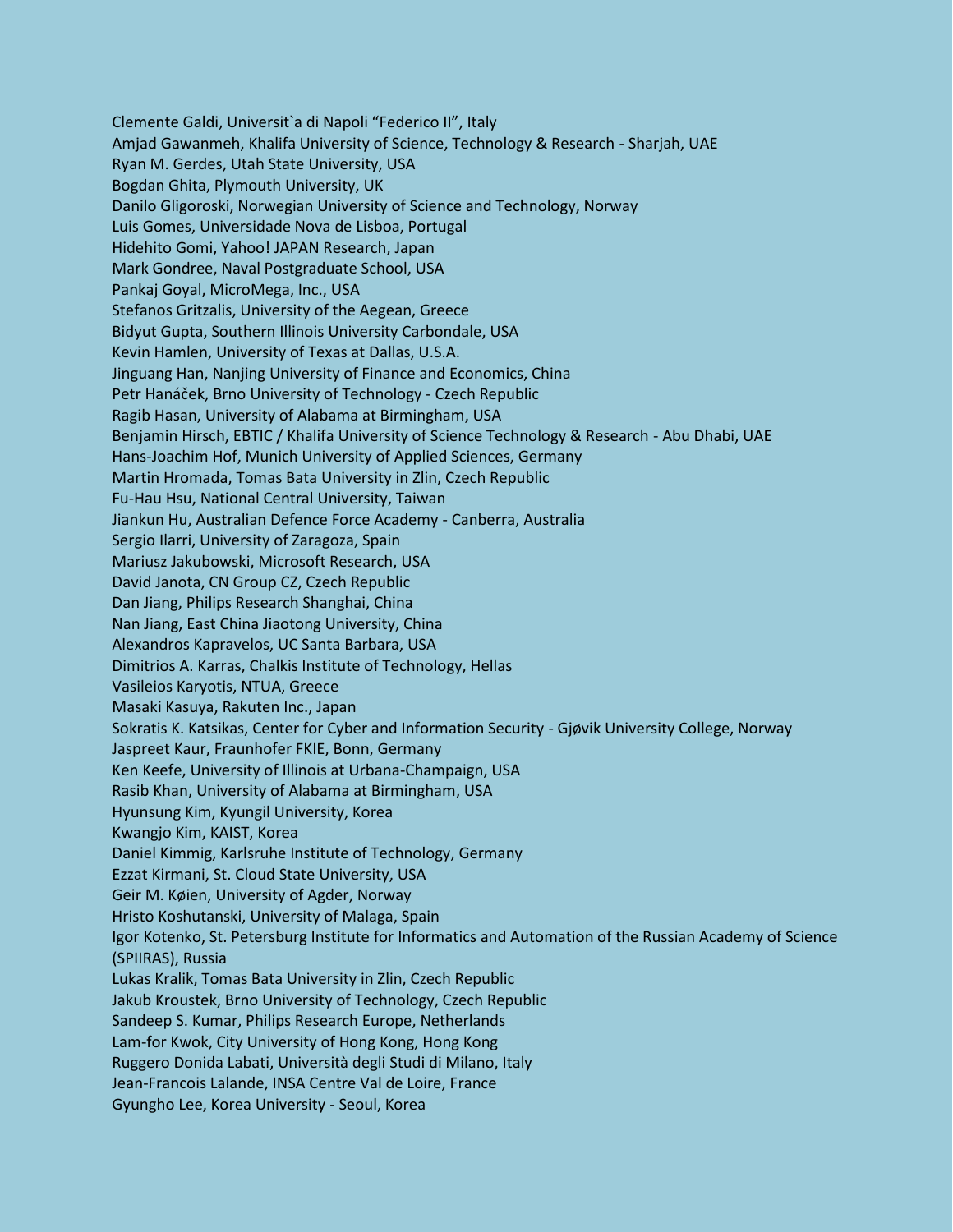Clemente Galdi, Universit`a di Napoli "Federico II", Italy
Amjad Gawanmeh, Khalifa University of Science, Technology & Research - Sharjah, UAE
Ryan M. Gerdes, Utah State University, USA
Bogdan Ghita, Plymouth University, UK
Danilo Gligoroski, Norwegian University of Science and Technology, Norway
Luis Gomes, Universidade Nova de Lisboa, Portugal
Hidehito Gomi, Yahoo! JAPAN Research, Japan
Mark Gondree, Naval Postgraduate School, USA
Pankaj Goyal, MicroMega, Inc., USA
Stefanos Gritzalis, University of the Aegean, Greece
Bidyut Gupta, Southern Illinois University Carbondale, USA
Kevin Hamlen, University of Texas at Dallas, U.S.A.
Jinguang Han, Nanjing University of Finance and Economics, China
Petr Hanáček, Brno University of Technology - Czech Republic
Ragib Hasan, University of Alabama at Birmingham, USA
Benjamin Hirsch, EBTIC / Khalifa University of Science Technology & Research - Abu Dhabi, UAE
Hans-Joachim Hof, Munich University of Applied Sciences, Germany
Martin Hromada, Tomas Bata University in Zlin, Czech Republic
Fu-Hau Hsu, National Central University, Taiwan
Jiankun Hu, Australian Defence Force Academy - Canberra, Australia
Sergio Ilarri, University of Zaragoza, Spain
Mariusz Jakubowski, Microsoft Research, USA
David Janota, CN Group CZ, Czech Republic
Dan Jiang, Philips Research Shanghai, China
Nan Jiang, East China Jiaotong University, China
Alexandros Kapravelos, UC Santa Barbara, USA
Dimitrios A. Karras, Chalkis Institute of Technology, Hellas
Vasileios Karyotis, NTUA, Greece
Masaki Kasuya, Rakuten Inc., Japan
Sokratis K. Katsikas, Center for Cyber and Information Security - Gjøvik University College, Norway
Jaspreet Kaur, Fraunhofer FKIE, Bonn, Germany
Ken Keefe, University of Illinois at Urbana-Champaign, USA
Rasib Khan, University of Alabama at Birmingham, USA
Hyunsung Kim, Kyungil University, Korea
Kwangjo Kim, KAIST, Korea
Daniel Kimmig, Karlsruhe Institute of Technology, Germany
Ezzat Kirmani, St. Cloud State University, USA
Geir M. Køien, University of Agder, Norway
Hristo Koshutanski, University of Malaga, Spain
Igor Kotenko, St. Petersburg Institute for Informatics and Automation of the Russian Academy of Science (SPIIRAS), Russia
Lukas Kralik, Tomas Bata University in Zlin, Czech Republic
Jakub Kroustek, Brno University of Technology, Czech Republic
Sandeep S. Kumar, Philips Research Europe, Netherlands
Lam-for Kwok, City University of Hong Kong, Hong Kong
Ruggero Donida Labati, Università degli Studi di Milano, Italy
Jean-Francois Lalande, INSA Centre Val de Loire, France
Gyungho Lee, Korea University - Seoul, Korea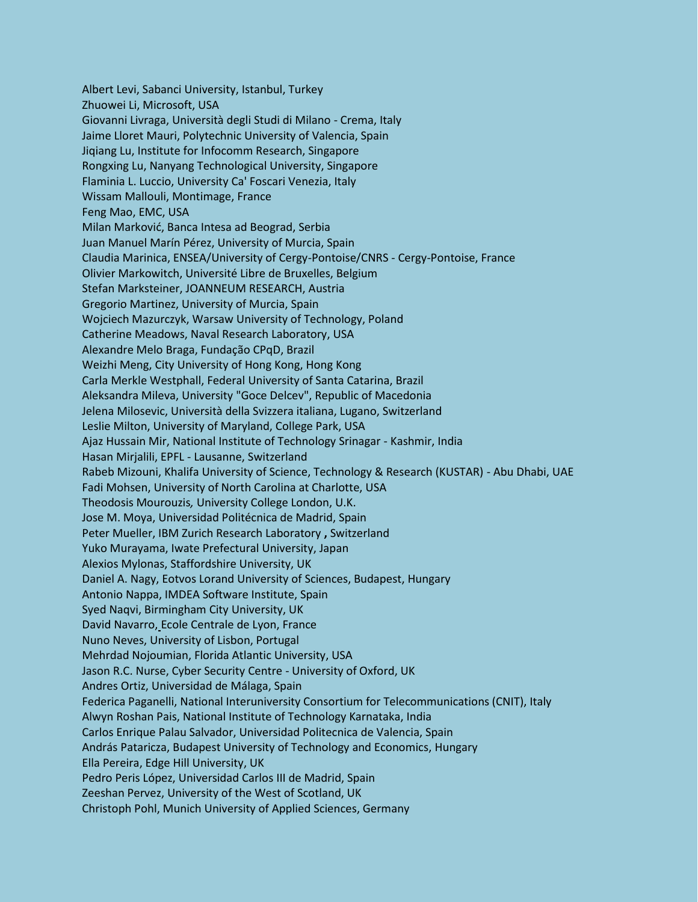Albert Levi, Sabanci University, Istanbul, Turkey
Zhuowei Li, Microsoft, USA
Giovanni Livraga, Università degli Studi di Milano - Crema, Italy
Jaime Lloret Mauri, Polytechnic University of Valencia, Spain
Jiqiang Lu, Institute for Infocomm Research, Singapore
Rongxing Lu, Nanyang Technological University, Singapore
Flaminia L. Luccio, University Ca' Foscari Venezia, Italy
Wissam Mallouli, Montimage, France
Feng Mao, EMC, USA
Milan Marković, Banca Intesa ad Beograd, Serbia
Juan Manuel Marín Pérez, University of Murcia, Spain
Claudia Marinica, ENSEA/University of Cergy-Pontoise/CNRS - Cergy-Pontoise, France
Olivier Markowitch, Université Libre de Bruxelles, Belgium
Stefan Marksteiner, JOANNEUM RESEARCH, Austria
Gregorio Martinez, University of Murcia, Spain
Wojciech Mazurczyk, Warsaw University of Technology, Poland
Catherine Meadows, Naval Research Laboratory, USA
Alexandre Melo Braga, Fundação CPqD, Brazil
Weizhi Meng, City University of Hong Kong, Hong Kong
Carla Merkle Westphall, Federal University of Santa Catarina, Brazil
Aleksandra Mileva, University "Goce Delcev", Republic of Macedonia
Jelena Milosevic, Università della Svizzera italiana, Lugano, Switzerland
Leslie Milton, University of Maryland, College Park, USA
Ajaz Hussain Mir, National Institute of Technology Srinagar - Kashmir, India
Hasan Mirjalili, EPFL - Lausanne, Switzerland
Rabeb Mizouni, Khalifa University of Science, Technology & Research (KUSTAR) - Abu Dhabi, UAE
Fadi Mohsen, University of North Carolina at Charlotte, USA
Theodosis Mourouzis, University College London, U.K.
Jose M. Moya, Universidad Politécnica de Madrid, Spain
Peter Mueller, IBM Zurich Research Laboratory , Switzerland
Yuko Murayama, Iwate Prefectural University, Japan
Alexios Mylonas, Staffordshire University, UK
Daniel A. Nagy, Eotvos Lorand University of Sciences, Budapest, Hungary
Antonio Nappa, IMDEA Software Institute, Spain
Syed Naqvi, Birmingham City University, UK
David Navarro, Ecole Centrale de Lyon, France
Nuno Neves, University of Lisbon, Portugal
Mehrdad Nojoumian, Florida Atlantic University, USA
Jason R.C. Nurse, Cyber Security Centre - University of Oxford, UK
Andres Ortiz, Universidad de Málaga, Spain
Federica Paganelli, National Interuniversity Consortium for Telecommunications (CNIT), Italy
Alwyn Roshan Pais, National Institute of Technology Karnataka, India
Carlos Enrique Palau Salvador, Universidad Politecnica de Valencia, Spain
András Pataricza, Budapest University of Technology and Economics, Hungary
Ella Pereira, Edge Hill University, UK
Pedro Peris López, Universidad Carlos III de Madrid, Spain
Zeeshan Pervez, University of the West of Scotland, UK
Christoph Pohl, Munich University of Applied Sciences, Germany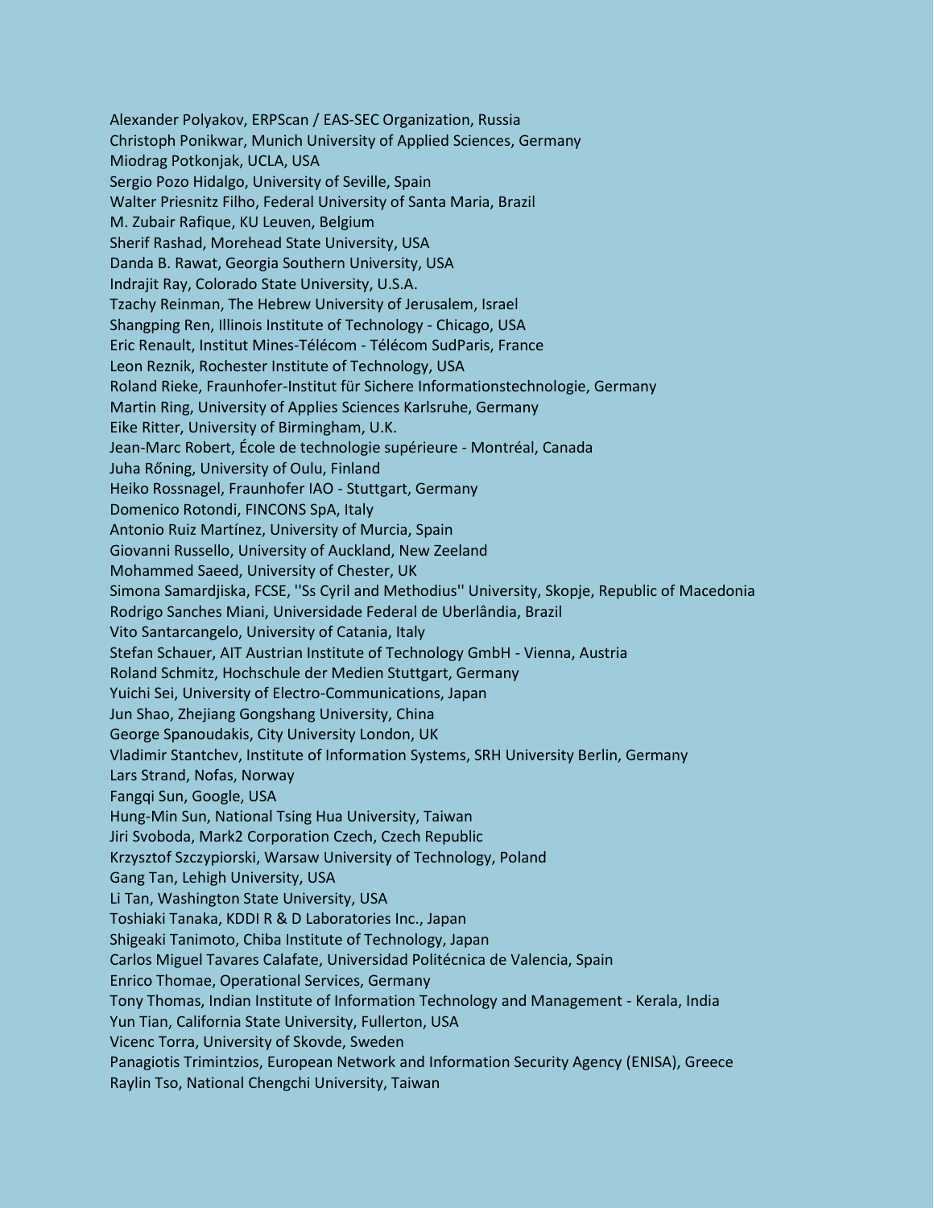Alexander Polyakov, ERPScan / EAS-SEC Organization, Russia
Christoph Ponikwar, Munich University of Applied Sciences, Germany
Miodrag Potkonjak, UCLA, USA
Sergio Pozo Hidalgo, University of Seville, Spain
Walter Priesnitz Filho, Federal University of Santa Maria, Brazil
M. Zubair Rafique, KU Leuven, Belgium
Sherif Rashad, Morehead State University, USA
Danda B. Rawat, Georgia Southern University, USA
Indrajit Ray, Colorado State University, U.S.A.
Tzachy Reinman, The Hebrew University of Jerusalem, Israel
Shangping Ren, Illinois Institute of Technology - Chicago, USA
Eric Renault, Institut Mines-Télécom - Télécom SudParis, France
Leon Reznik, Rochester Institute of Technology, USA
Roland Rieke, Fraunhofer-Institut für Sichere Informationstechnologie, Germany
Martin Ring, University of Applies Sciences Karlsruhe, Germany
Eike Ritter, University of Birmingham, U.K.
Jean-Marc Robert, École de technologie supérieure - Montréal, Canada
Juha Rőning, University of Oulu, Finland
Heiko Rossnagel, Fraunhofer IAO - Stuttgart, Germany
Domenico Rotondi, FINCONS SpA, Italy
Antonio Ruiz Martínez, University of Murcia, Spain
Giovanni Russello, University of Auckland, New Zeeland
Mohammed Saeed, University of Chester, UK
Simona Samardjiska, FCSE, ''Ss Cyril and Methodius'' University, Skopje, Republic of Macedonia
Rodrigo Sanches Miani, Universidade Federal de Uberlândia, Brazil
Vito Santarcangelo, University of Catania, Italy
Stefan Schauer, AIT Austrian Institute of Technology GmbH - Vienna, Austria
Roland Schmitz, Hochschule der Medien Stuttgart, Germany
Yuichi Sei, University of Electro-Communications, Japan
Jun Shao, Zhejiang Gongshang University, China
George Spanoudakis, City University London, UK
Vladimir Stantchev, Institute of Information Systems, SRH University Berlin, Germany
Lars Strand, Nofas, Norway
Fangqi Sun, Google, USA
Hung-Min Sun, National Tsing Hua University, Taiwan
Jiri Svoboda, Mark2 Corporation Czech, Czech Republic
Krzysztof Szczypiorski, Warsaw University of Technology, Poland
Gang Tan, Lehigh University, USA
Li Tan, Washington State University, USA
Toshiaki Tanaka, KDDI R & D Laboratories Inc., Japan
Shigeaki Tanimoto, Chiba Institute of Technology, Japan
Carlos Miguel Tavares Calafate, Universidad Politécnica de Valencia, Spain
Enrico Thomae, Operational Services, Germany
Tony Thomas, Indian Institute of Information Technology and Management - Kerala, India
Yun Tian, California State University, Fullerton, USA
Vicenc Torra, University of Skovde, Sweden
Panagiotis Trimintzios, European Network and Information Security Agency (ENISA), Greece
Raylin Tso, National Chengchi University, Taiwan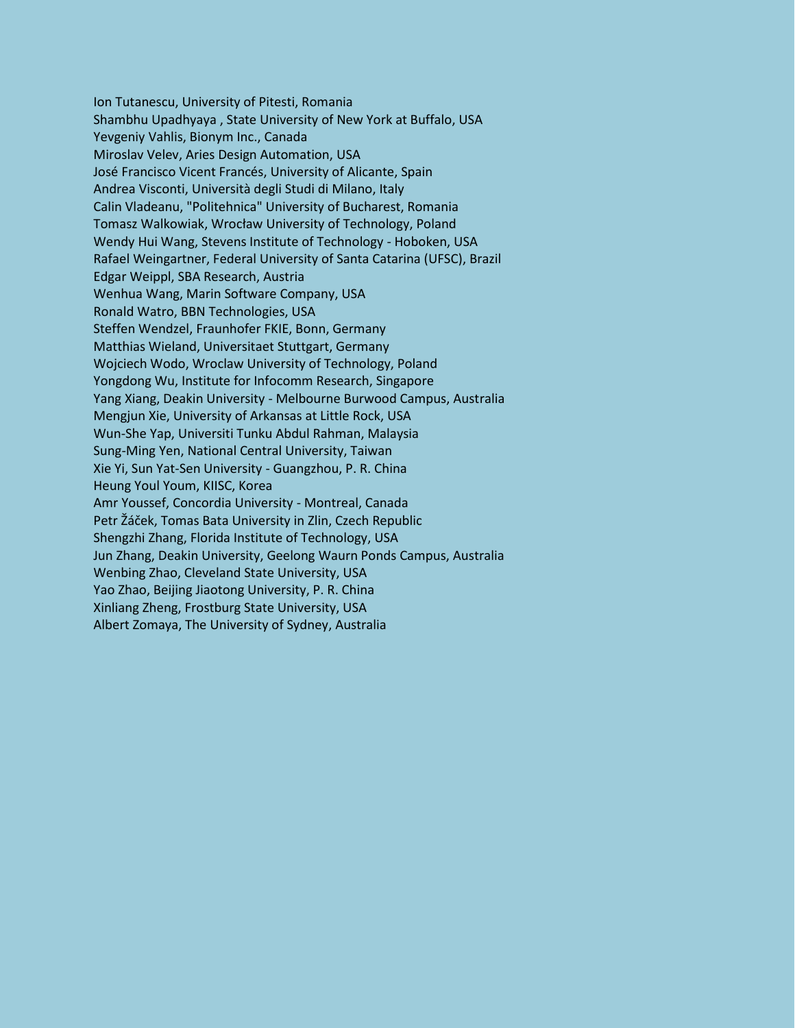Ion Tutanescu, University of Pitesti, Romania
Shambhu Upadhyaya , State University of New York at Buffalo, USA
Yevgeniy Vahlis, Bionym Inc., Canada
Miroslav Velev, Aries Design Automation, USA
José Francisco Vicent Francés, University of Alicante, Spain
Andrea Visconti, Università degli Studi di Milano, Italy
Calin Vladeanu, "Politehnica" University of Bucharest, Romania
Tomasz Walkowiak, Wrocław University of Technology, Poland
Wendy Hui Wang, Stevens Institute of Technology - Hoboken, USA
Rafael Weingartner, Federal University of Santa Catarina (UFSC), Brazil
Edgar Weippl, SBA Research, Austria
Wenhua Wang, Marin Software Company, USA
Ronald Watro, BBN Technologies, USA
Steffen Wendzel, Fraunhofer FKIE, Bonn, Germany
Matthias Wieland, Universitaet Stuttgart, Germany
Wojciech Wodo, Wroclaw University of Technology, Poland
Yongdong Wu, Institute for Infocomm Research, Singapore
Yang Xiang, Deakin University - Melbourne Burwood Campus, Australia
Mengjun Xie, University of Arkansas at Little Rock, USA
Wun-She Yap, Universiti Tunku Abdul Rahman, Malaysia
Sung-Ming Yen, National Central University, Taiwan
Xie Yi, Sun Yat-Sen University - Guangzhou, P. R. China
Heung Youl Youm, KIISC, Korea
Amr Youssef, Concordia University - Montreal, Canada
Petr Žáček, Tomas Bata University in Zlin, Czech Republic
Shengzhi Zhang, Florida Institute of Technology, USA
Jun Zhang, Deakin University, Geelong Waurn Ponds Campus, Australia
Wenbing Zhao, Cleveland State University, USA
Yao Zhao, Beijing Jiaotong University, P. R. China
Xinliang Zheng, Frostburg State University, USA
Albert Zomaya, The University of Sydney, Australia